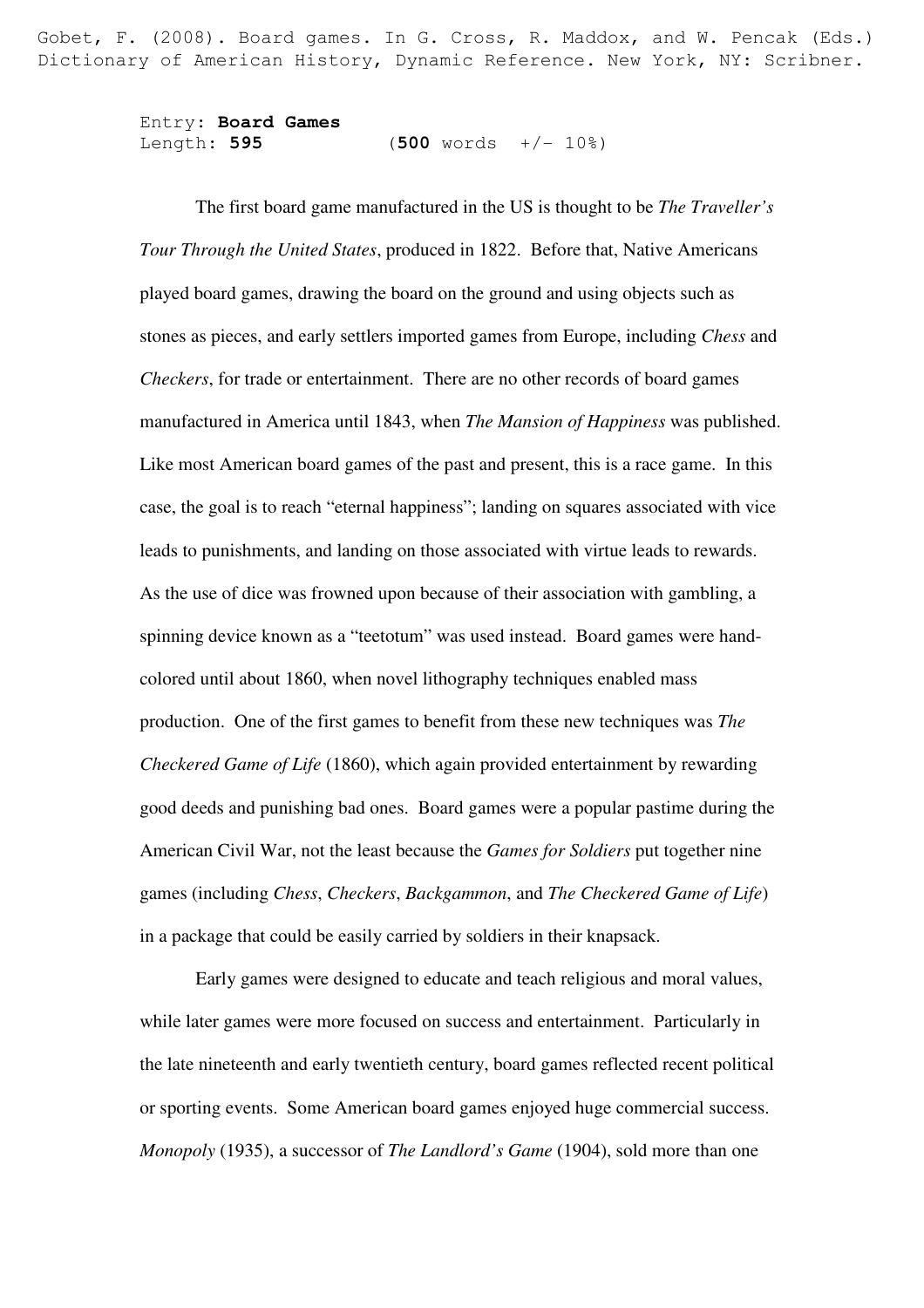Gobet, F. (2008). Board games. In G. Cross, R. Maddox, and W. Pencak (Eds.) Dictionary of American History, Dynamic Reference. New York, NY: Scribner.

Entry: **Board Games**
Length: **595** (**500** words +/- 10%)

The first board game manufactured in the US is thought to be *The Traveller's Tour Through the United States*, produced in 1822. Before that, Native Americans played board games, drawing the board on the ground and using objects such as stones as pieces, and early settlers imported games from Europe, including *Chess* and *Checkers*, for trade or entertainment. There are no other records of board games manufactured in America until 1843, when *The Mansion of Happiness* was published. Like most American board games of the past and present, this is a race game. In this case, the goal is to reach "eternal happiness"; landing on squares associated with vice leads to punishments, and landing on those associated with virtue leads to rewards. As the use of dice was frowned upon because of their association with gambling, a spinning device known as a "teetotum" was used instead. Board games were hand-colored until about 1860, when novel lithography techniques enabled mass production. One of the first games to benefit from these new techniques was *The Checkered Game of Life* (1860), which again provided entertainment by rewarding good deeds and punishing bad ones. Board games were a popular pastime during the American Civil War, not the least because the *Games for Soldiers* put together nine games (including *Chess*, *Checkers*, *Backgammon*, and *The Checkered Game of Life*) in a package that could be easily carried by soldiers in their knapsack.

Early games were designed to educate and teach religious and moral values, while later games were more focused on success and entertainment. Particularly in the late nineteenth and early twentieth century, board games reflected recent political or sporting events. Some American board games enjoyed huge commercial success. *Monopoly* (1935), a successor of *The Landlord's Game* (1904), sold more than one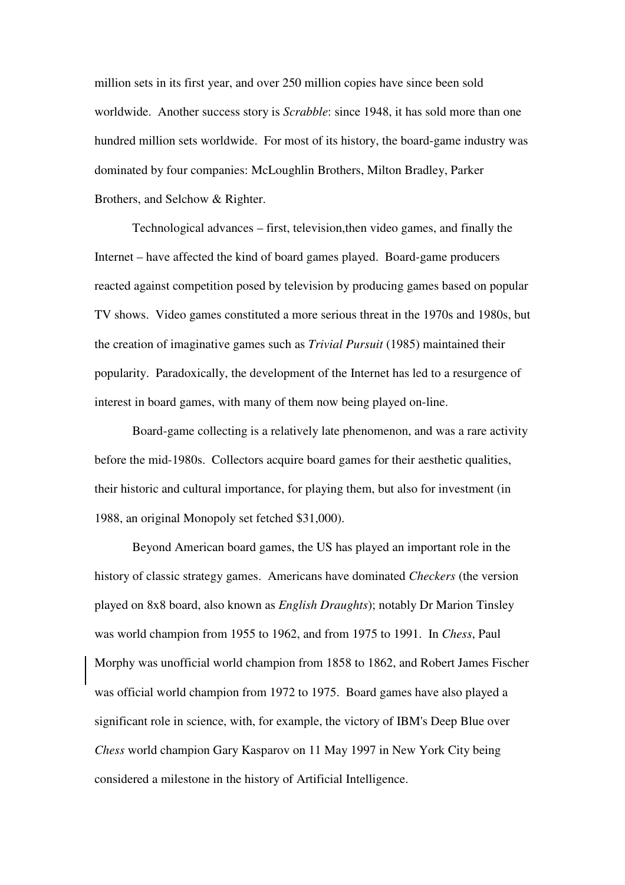million sets in its first year, and over 250 million copies have since been sold worldwide. Another success story is *Scrabble*: since 1948, it has sold more than one hundred million sets worldwide. For most of its history, the board-game industry was dominated by four companies: McLoughlin Brothers, Milton Bradley, Parker Brothers, and Selchow & Righter.

Technological advances – first, television,then video games, and finally the Internet – have affected the kind of board games played. Board-game producers reacted against competition posed by television by producing games based on popular TV shows. Video games constituted a more serious threat in the 1970s and 1980s, but the creation of imaginative games such as *Trivial Pursuit* (1985) maintained their popularity. Paradoxically, the development of the Internet has led to a resurgence of interest in board games, with many of them now being played on-line.

Board-game collecting is a relatively late phenomenon, and was a rare activity before the mid-1980s. Collectors acquire board games for their aesthetic qualities, their historic and cultural importance, for playing them, but also for investment (in 1988, an original Monopoly set fetched $31,000).

Beyond American board games, the US has played an important role in the history of classic strategy games. Americans have dominated *Checkers* (the version played on 8x8 board, also known as *English Draughts*); notably Dr Marion Tinsley was world champion from 1955 to 1962, and from 1975 to 1991. In *Chess*, Paul Morphy was unofficial world champion from 1858 to 1862, and Robert James Fischer was official world champion from 1972 to 1975. Board games have also played a significant role in science, with, for example, the victory of IBM's Deep Blue over *Chess* world champion Gary Kasparov on 11 May 1997 in New York City being considered a milestone in the history of Artificial Intelligence.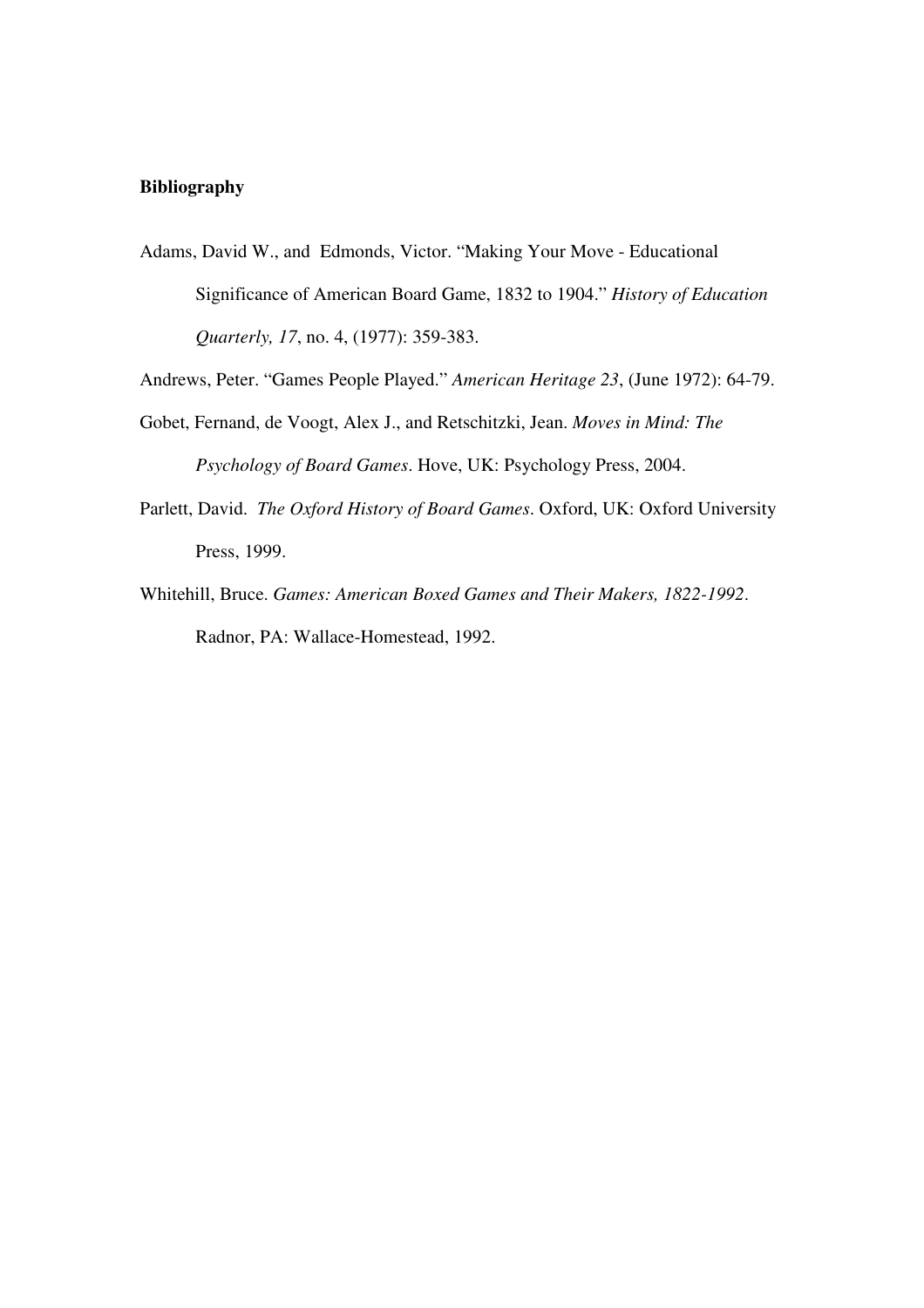**Bibliography**

Adams, David W., and Edmonds, Victor. “Making Your Move - Educational Significance of American Board Game, 1832 to 1904.” *History of Education Quarterly, 17*, no. 4, (1977): 359-383.

Andrews, Peter. “Games People Played.” *American Heritage 23*, (June 1972): 64-79.

Gobet, Fernand, de Voogt, Alex J., and Retschitzki, Jean. *Moves in Mind: The Psychology of Board Games*. Hove, UK: Psychology Press, 2004.

Parlett, David. *The Oxford History of Board Games*. Oxford, UK: Oxford University Press, 1999.

Whitehill, Bruce. *Games: American Boxed Games and Their Makers, 1822-1992*. Radnor, PA: Wallace-Homestead, 1992.